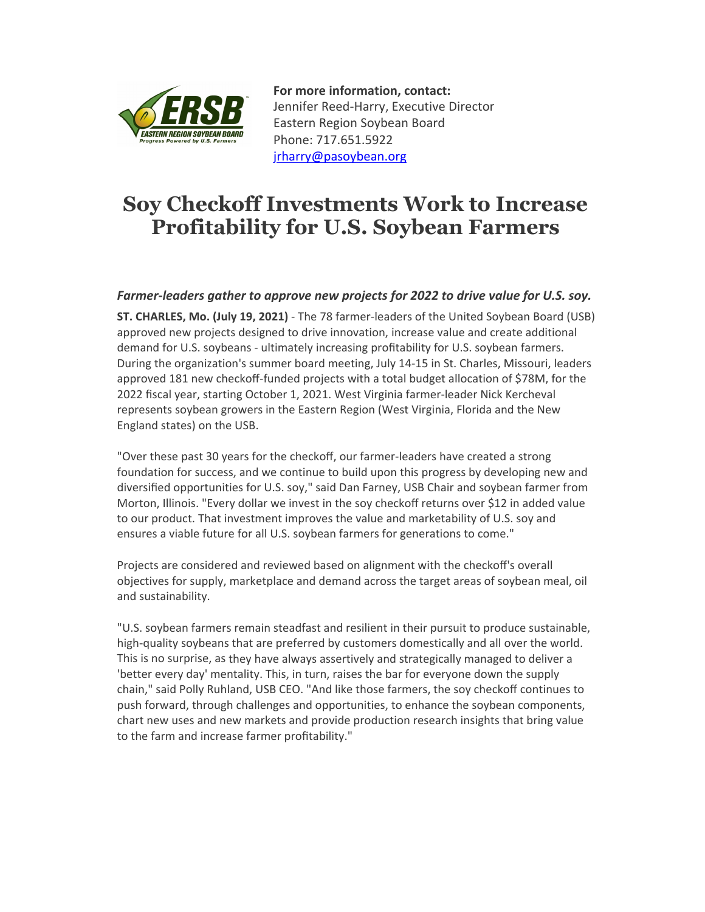**For more information, contact:**
Jennifer Reed-Harry, Executive Director
Eastern Region Soybean Board
Phone: 717.651.5922
jrharry@pasoybean.org

# Soy Checkoff Investments Work to Increase Profitability for U.S. Soybean Farmers

***Farmer-leaders gather to approve new projects for 2022 to drive value for U.S. soy.***

**ST. CHARLES, Mo. (July 19, 2021)** - The 78 farmer-leaders of the United Soybean Board (USB) approved new projects designed to drive innovation, increase value and create additional demand for U.S. soybeans - ultimately increasing profitability for U.S. soybean farmers. During the organization's summer board meeting, July 14-15 in St. Charles, Missouri, leaders approved 181 new checkoff-funded projects with a total budget allocation of $78M, for the 2022 fiscal year, starting October 1, 2021. West Virginia farmer-leader Nick Kercheval represents soybean growers in the Eastern Region (West Virginia, Florida and the New England states) on the USB.

"Over these past 30 years for the checkoff, our farmer-leaders have created a strong foundation for success, and we continue to build upon this progress by developing new and diversified opportunities for U.S. soy," said Dan Farney, USB Chair and soybean farmer from Morton, Illinois. "Every dollar we invest in the soy checkoff returns over $12 in added value to our product. That investment improves the value and marketability of U.S. soy and ensures a viable future for all U.S. soybean farmers for generations to come."

Projects are considered and reviewed based on alignment with the checkoff's overall objectives for supply, marketplace and demand across the target areas of soybean meal, oil and sustainability.

"U.S. soybean farmers remain steadfast and resilient in their pursuit to produce sustainable, high-quality soybeans that are preferred by customers domestically and all over the world. This is no surprise, as they have always assertively and strategically managed to deliver a 'better every day' mentality. This, in turn, raises the bar for everyone down the supply chain," said Polly Ruhland, USB CEO. "And like those farmers, the soy checkoff continues to push forward, through challenges and opportunities, to enhance the soybean components, chart new uses and new markets and provide production research insights that bring value to the farm and increase farmer profitability."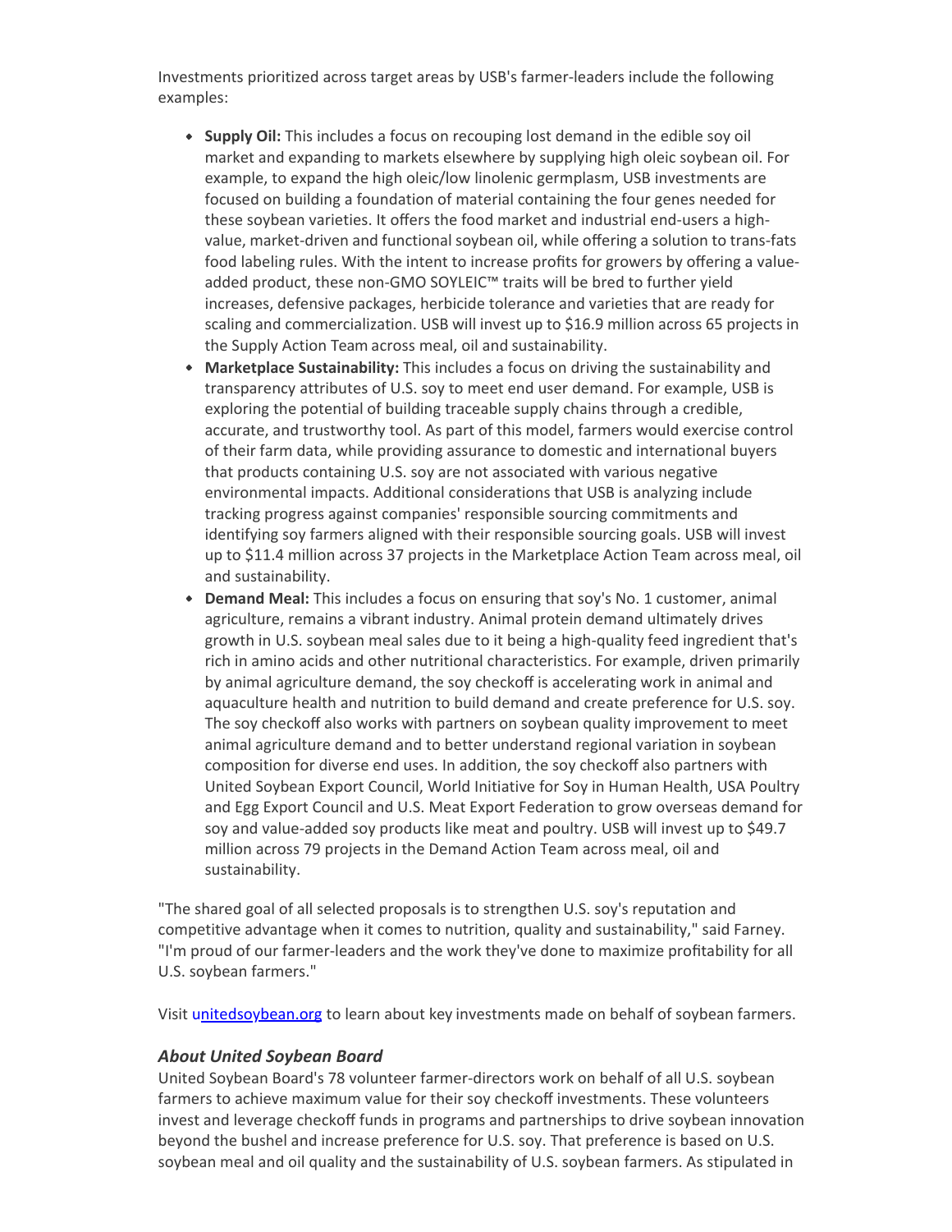Investments prioritized across target areas by USB's farmer-leaders include the following examples:

- **Supply Oil:** This includes a focus on recouping lost demand in the edible soy oil market and expanding to markets elsewhere by supplying high oleic soybean oil. For example, to expand the high oleic/low linolenic germplasm, USB investments are focused on building a foundation of material containing the four genes needed for these soybean varieties. It offers the food market and industrial end-users a high-value, market-driven and functional soybean oil, while offering a solution to trans-fats food labeling rules. With the intent to increase profits for growers by offering a value-added product, these non-GMO SOYLEIC™ traits will be bred to further yield increases, defensive packages, herbicide tolerance and varieties that are ready for scaling and commercialization. USB will invest up to $16.9 million across 65 projects in the Supply Action Team across meal, oil and sustainability.
- **Marketplace Sustainability:** This includes a focus on driving the sustainability and transparency attributes of U.S. soy to meet end user demand. For example, USB is exploring the potential of building traceable supply chains through a credible, accurate, and trustworthy tool. As part of this model, farmers would exercise control of their farm data, while providing assurance to domestic and international buyers that products containing U.S. soy are not associated with various negative environmental impacts. Additional considerations that USB is analyzing include tracking progress against companies' responsible sourcing commitments and identifying soy farmers aligned with their responsible sourcing goals. USB will invest up to $11.4 million across 37 projects in the Marketplace Action Team across meal, oil and sustainability.
- **Demand Meal:** This includes a focus on ensuring that soy's No. 1 customer, animal agriculture, remains a vibrant industry. Animal protein demand ultimately drives growth in U.S. soybean meal sales due to it being a high-quality feed ingredient that's rich in amino acids and other nutritional characteristics. For example, driven primarily by animal agriculture demand, the soy checkoff is accelerating work in animal and aquaculture health and nutrition to build demand and create preference for U.S. soy. The soy checkoff also works with partners on soybean quality improvement to meet animal agriculture demand and to better understand regional variation in soybean composition for diverse end uses. In addition, the soy checkoff also partners with United Soybean Export Council, World Initiative for Soy in Human Health, USA Poultry and Egg Export Council and U.S. Meat Export Federation to grow overseas demand for soy and value-added soy products like meat and poultry. USB will invest up to $49.7 million across 79 projects in the Demand Action Team across meal, oil and sustainability.

"The shared goal of all selected proposals is to strengthen U.S. soy's reputation and competitive advantage when it comes to nutrition, quality and sustainability," said Farney. "I'm proud of our farmer-leaders and the work they've done to maximize profitability for all U.S. soybean farmers."

Visit unitedsoybean.org to learn about key investments made on behalf of soybean farmers.

### *About United Soybean Board*

United Soybean Board's 78 volunteer farmer-directors work on behalf of all U.S. soybean farmers to achieve maximum value for their soy checkoff investments. These volunteers invest and leverage checkoff funds in programs and partnerships to drive soybean innovation beyond the bushel and increase preference for U.S. soy. That preference is based on U.S. soybean meal and oil quality and the sustainability of U.S. soybean farmers. As stipulated in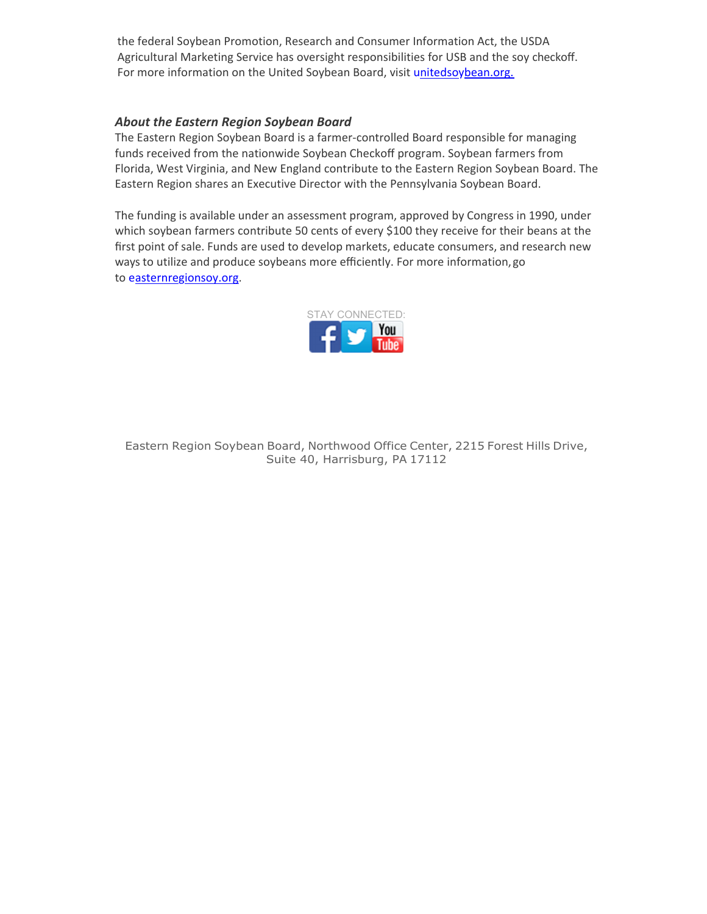the federal Soybean Promotion, Research and Consumer Information Act, the USDA Agricultural Marketing Service has oversight responsibilities for USB and the soy checkoff. For more information on the United Soybean Board, visit unitedsoybean.org.

### *About the Eastern Region Soybean Board*

The Eastern Region Soybean Board is a farmer-controlled Board responsible for managing funds received from the nationwide Soybean Checkoff program. Soybean farmers from Florida, West Virginia, and New England contribute to the Eastern Region Soybean Board. The Eastern Region shares an Executive Director with the Pennsylvania Soybean Board.

The funding is available under an assessment program, approved by Congress in 1990, under which soybean farmers contribute 50 cents of every $100 they receive for their beans at the first point of sale. Funds are used to develop markets, educate consumers, and research new ways to utilize and produce soybeans more efficiently. For more information, go to easternregionsoy.org.

STAY CONNECTED:

Eastern Region Soybean Board, Northwood Office Center, 2215 Forest Hills Drive, Suite 40, Harrisburg, PA 17112